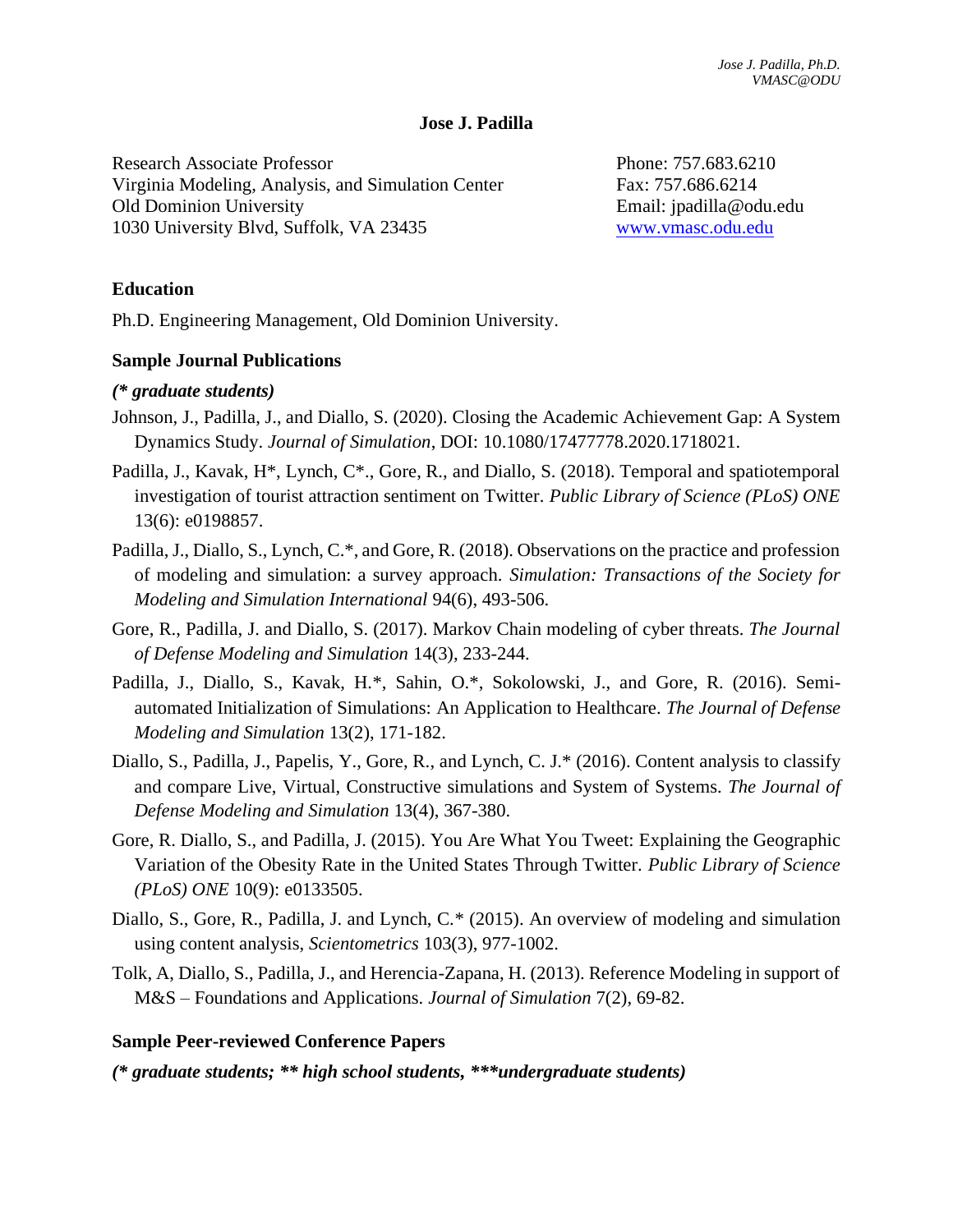# Jose J. Padilla

Research Associate Professor
Virginia Modeling, Analysis, and Simulation Center
Old Dominion University
1030 University Blvd, Suffolk, VA 23435

Phone: 757.683.6210
Fax: 757.686.6214
Email: jpadilla@odu.edu
[www.vmasc.odu.edu](http://www.vmasc.odu.edu)

## Education

Ph.D. Engineering Management, Old Dominion University.

## Sample Journal Publications

***(\* graduate students)***

Johnson, J., Padilla, J., and Diallo, S. (2020). Closing the Academic Achievement Gap: A System Dynamics Study. *Journal of Simulation*, DOI: 10.1080/17477778.2020.1718021.

Padilla, J., Kavak, H*, Lynch, C*., Gore, R., and Diallo, S. (2018). Temporal and spatiotemporal investigation of tourist attraction sentiment on Twitter. *Public Library of Science (PLoS) ONE* 13(6): e0198857.

Padilla, J., Diallo, S., Lynch, C.*, and Gore, R. (2018). Observations on the practice and profession of modeling and simulation: a survey approach. *Simulation: Transactions of the Society for Modeling and Simulation International* 94(6), 493-506.

Gore, R., Padilla, J. and Diallo, S. (2017). Markov Chain modeling of cyber threats. *The Journal of Defense Modeling and Simulation* 14(3), 233-244.

Padilla, J., Diallo, S., Kavak, H.*, Sahin, O.*, Sokolowski, J., and Gore, R. (2016). Semi-automated Initialization of Simulations: An Application to Healthcare. *The Journal of Defense Modeling and Simulation* 13(2), 171-182.

Diallo, S., Padilla, J., Papelis, Y., Gore, R., and Lynch, C. J.* (2016). Content analysis to classify and compare Live, Virtual, Constructive simulations and System of Systems. *The Journal of Defense Modeling and Simulation* 13(4), 367-380.

Gore, R. Diallo, S., and Padilla, J. (2015). You Are What You Tweet: Explaining the Geographic Variation of the Obesity Rate in the United States Through Twitter. *Public Library of Science (PLoS) ONE* 10(9): e0133505.

Diallo, S., Gore, R., Padilla, J. and Lynch, C.* (2015). An overview of modeling and simulation using content analysis, *Scientometrics* 103(3), 977-1002.

Tolk, A, Diallo, S., Padilla, J., and Herencia-Zapana, H. (2013). Reference Modeling in support of M&S – Foundations and Applications. *Journal of Simulation* 7(2), 69-82.

## Sample Peer-reviewed Conference Papers

***(\* graduate students; \*\* high school students, \*\*\*undergraduate students)***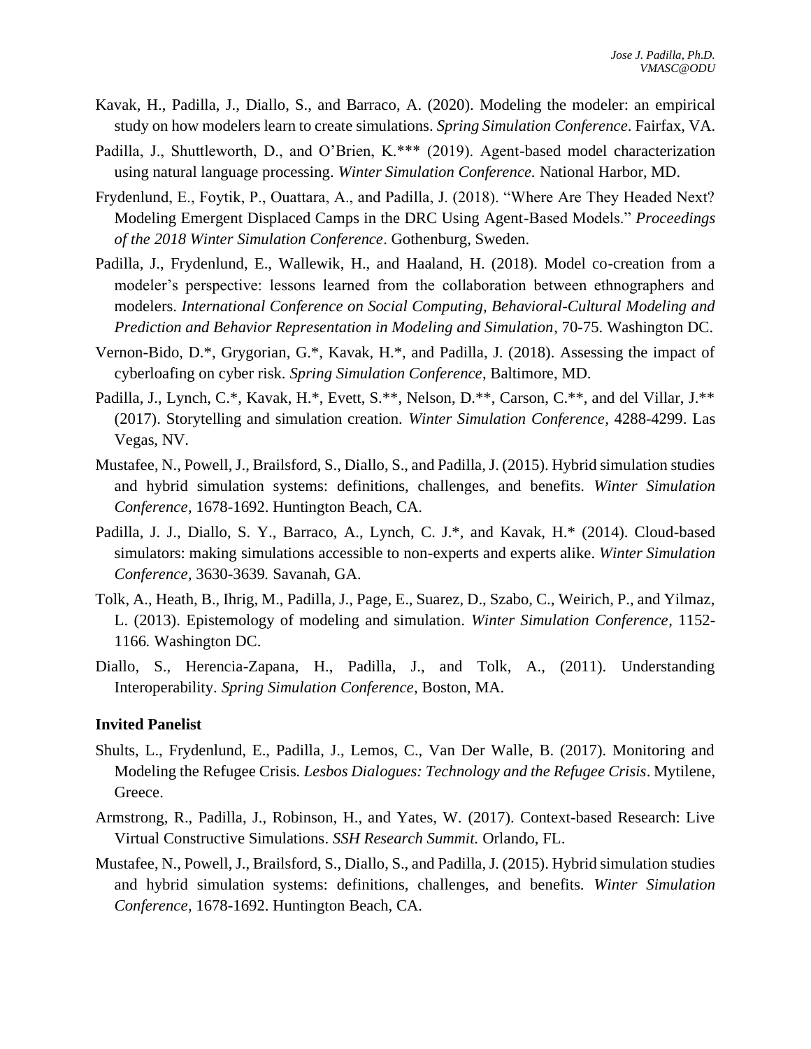Kavak, H., Padilla, J., Diallo, S., and Barraco, A. (2020). Modeling the modeler: an empirical study on how modelers learn to create simulations. *Spring Simulation Conference*. Fairfax, VA.

Padilla, J., Shuttleworth, D., and O'Brien, K.*** (2019). Agent-based model characterization using natural language processing. *Winter Simulation Conference.* National Harbor, MD.

Frydenlund, E., Foytik, P., Ouattara, A., and Padilla, J. (2018). "Where Are They Headed Next? Modeling Emergent Displaced Camps in the DRC Using Agent-Based Models." *Proceedings of the 2018 Winter Simulation Conference*. Gothenburg, Sweden.

Padilla, J., Frydenlund, E., Wallewik, H., and Haaland, H. (2018). Model co-creation from a modeler's perspective: lessons learned from the collaboration between ethnographers and modelers. *International Conference on Social Computing, Behavioral-Cultural Modeling and Prediction and Behavior Representation in Modeling and Simulation*, 70-75. Washington DC.

Vernon-Bido, D.*, Grygorian, G.*, Kavak, H.*, and Padilla, J. (2018). Assessing the impact of cyberloafing on cyber risk. *Spring Simulation Conference*, Baltimore, MD.

Padilla, J., Lynch, C.*, Kavak, H.*, Evett, S.**, Nelson, D.**, Carson, C.**, and del Villar, J.** (2017). Storytelling and simulation creation. *Winter Simulation Conference*, 4288-4299. Las Vegas, NV.

Mustafee, N., Powell, J., Brailsford, S., Diallo, S., and Padilla, J. (2015). Hybrid simulation studies and hybrid simulation systems: definitions, challenges, and benefits. *Winter Simulation Conference*, 1678-1692. Huntington Beach, CA.

Padilla, J. J., Diallo, S. Y., Barraco, A., Lynch, C. J.*, and Kavak, H.* (2014). Cloud-based simulators: making simulations accessible to non-experts and experts alike. *Winter Simulation Conference*, 3630-3639. Savanah, GA.

Tolk, A., Heath, B., Ihrig, M., Padilla, J., Page, E., Suarez, D., Szabo, C., Weirich, P., and Yilmaz, L. (2013). Epistemology of modeling and simulation. *Winter Simulation Conference*, 1152-1166. Washington DC.

Diallo, S., Herencia-Zapana, H., Padilla, J., and Tolk, A., (2011). Understanding Interoperability. *Spring Simulation Conference*, Boston, MA.

**Invited Panelist**

Shults, L., Frydenlund, E., Padilla, J., Lemos, C., Van Der Walle, B. (2017). Monitoring and Modeling the Refugee Crisis. *Lesbos Dialogues: Technology and the Refugee Crisis*. Mytilene, Greece.

Armstrong, R., Padilla, J., Robinson, H., and Yates, W. (2017). Context-based Research: Live Virtual Constructive Simulations. *SSH Research Summit.* Orlando, FL.

Mustafee, N., Powell, J., Brailsford, S., Diallo, S., and Padilla, J. (2015). Hybrid simulation studies and hybrid simulation systems: definitions, challenges, and benefits. *Winter Simulation Conference*, 1678-1692. Huntington Beach, CA.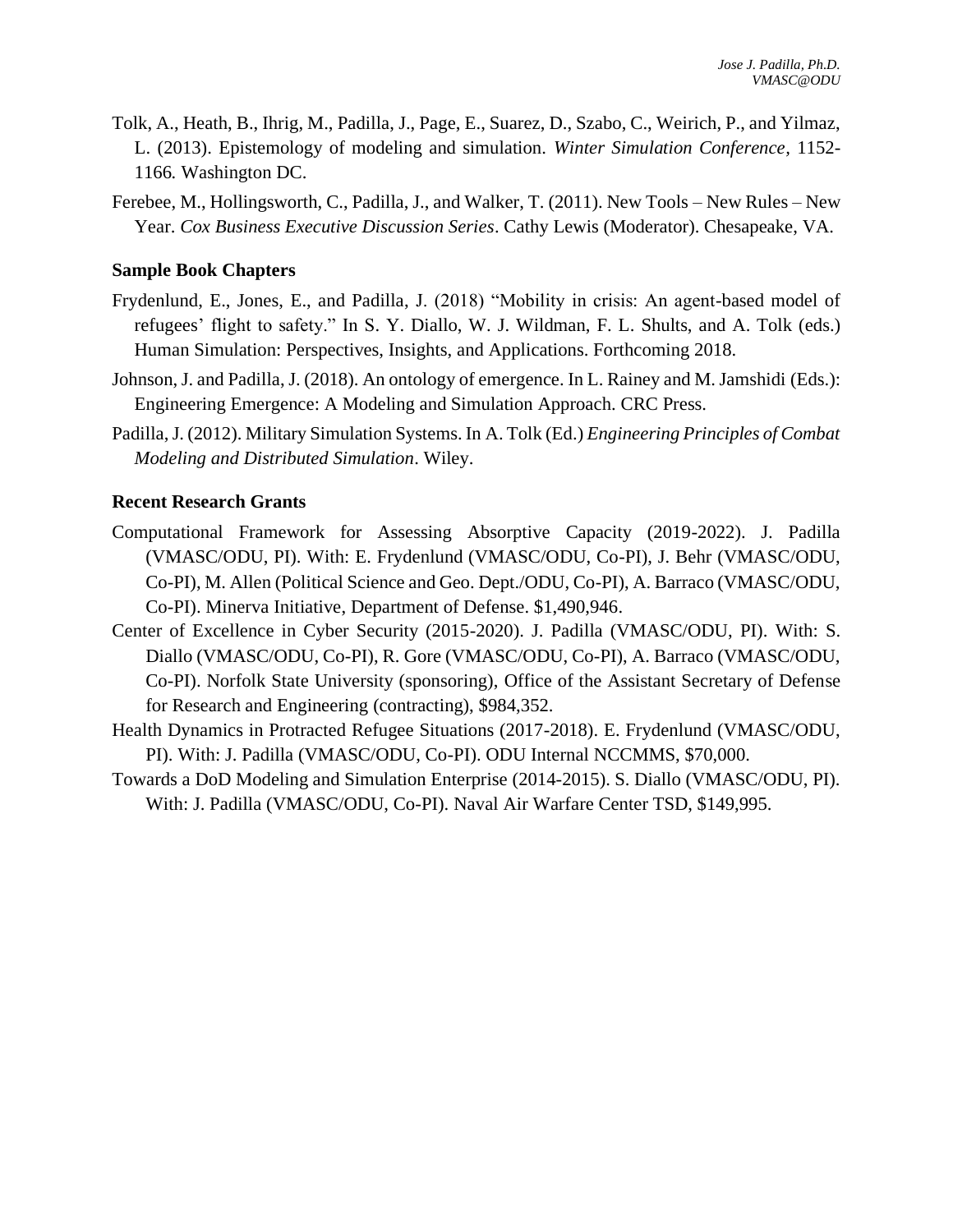Tolk, A., Heath, B., Ihrig, M., Padilla, J., Page, E., Suarez, D., Szabo, C., Weirich, P., and Yilmaz, L. (2013). Epistemology of modeling and simulation. *Winter Simulation Conference,* 1152-1166*.* Washington DC.

Ferebee, M., Hollingsworth, C., Padilla, J., and Walker, T. (2011). New Tools – New Rules – New Year. *Cox Business Executive Discussion Series*. Cathy Lewis (Moderator). Chesapeake, VA.

### Sample Book Chapters

Frydenlund, E., Jones, E., and Padilla, J. (2018) "Mobility in crisis: An agent-based model of refugees' flight to safety." In S. Y. Diallo, W. J. Wildman, F. L. Shults, and A. Tolk (eds.) Human Simulation: Perspectives, Insights, and Applications. Forthcoming 2018.

Johnson, J. and Padilla, J. (2018). An ontology of emergence. In L. Rainey and M. Jamshidi (Eds.): Engineering Emergence: A Modeling and Simulation Approach. CRC Press.

Padilla, J. (2012). Military Simulation Systems. In A. Tolk (Ed.) *Engineering Principles of Combat Modeling and Distributed Simulation*. Wiley.

### Recent Research Grants

Computational Framework for Assessing Absorptive Capacity (2019-2022). J. Padilla (VMASC/ODU, PI). With: E. Frydenlund (VMASC/ODU, Co-PI), J. Behr (VMASC/ODU, Co-PI), M. Allen (Political Science and Geo. Dept./ODU, Co-PI), A. Barraco (VMASC/ODU, Co-PI). Minerva Initiative, Department of Defense. $1,490,946.

Center of Excellence in Cyber Security (2015-2020). J. Padilla (VMASC/ODU, PI). With: S. Diallo (VMASC/ODU, Co-PI), R. Gore (VMASC/ODU, Co-PI), A. Barraco (VMASC/ODU, Co-PI). Norfolk State University (sponsoring), Office of the Assistant Secretary of Defense for Research and Engineering (contracting), $984,352.

Health Dynamics in Protracted Refugee Situations (2017-2018). E. Frydenlund (VMASC/ODU, PI). With: J. Padilla (VMASC/ODU, Co-PI). ODU Internal NCCMMS, $70,000.

Towards a DoD Modeling and Simulation Enterprise (2014-2015). S. Diallo (VMASC/ODU, PI). With: J. Padilla (VMASC/ODU, Co-PI). Naval Air Warfare Center TSD, $149,995.